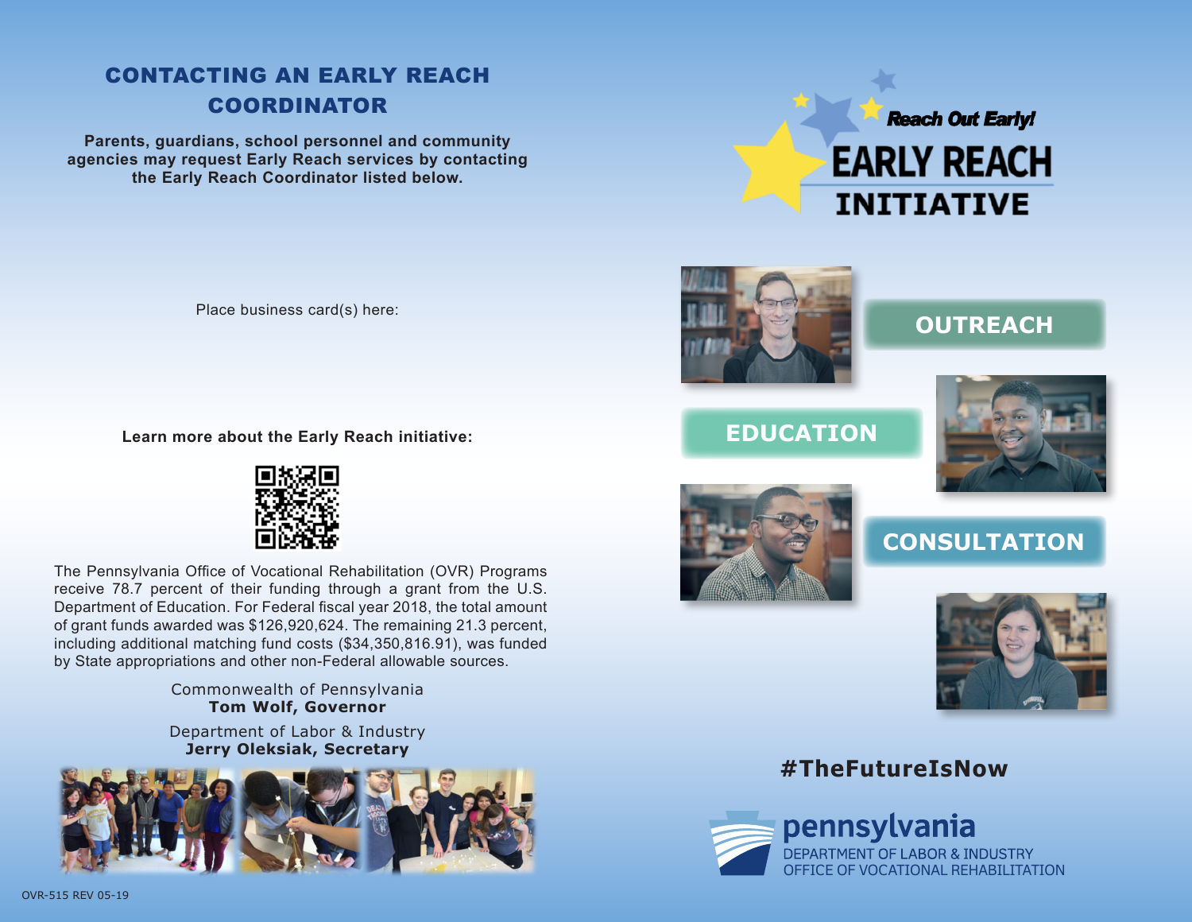## CONTACTING AN EARLY REACH COORDINATOR

**Parents, guardians, school personnel and community agencies may request Early Reach services by contacting the Early Reach Coordinator listed below.**

Place business card(s) here:

**Learn more about the Early Reach initiative:**

The Pennsylvania Office of Vocational Rehabilitation (OVR) Programs receive 78.7 percent of their funding through a grant from the U.S. Department of Education. For Federal fiscal year 2018, the total amount of grant funds awarded was $126,920,624. The remaining 21.3 percent, including additional matching fund costs ($34,350,816.91), was funded by State appropriations and other non-Federal allowable sources.

Commonwealth of Pennsylvania
**Tom Wolf, Governor**

Department of Labor & Industry
**Jerry Oleksiak, Secretary**

OVR-515 REV 05-19

*Reach Out Early!*

# EARLY REACH INITIATIVE

**OUTREACH**

**EDUCATION**

**CONSULTATION**

**#TheFutureIsNow**

pennsylvania
DEPARTMENT OF LABOR & INDUSTRY
OFFICE OF VOCATIONAL REHABILITATION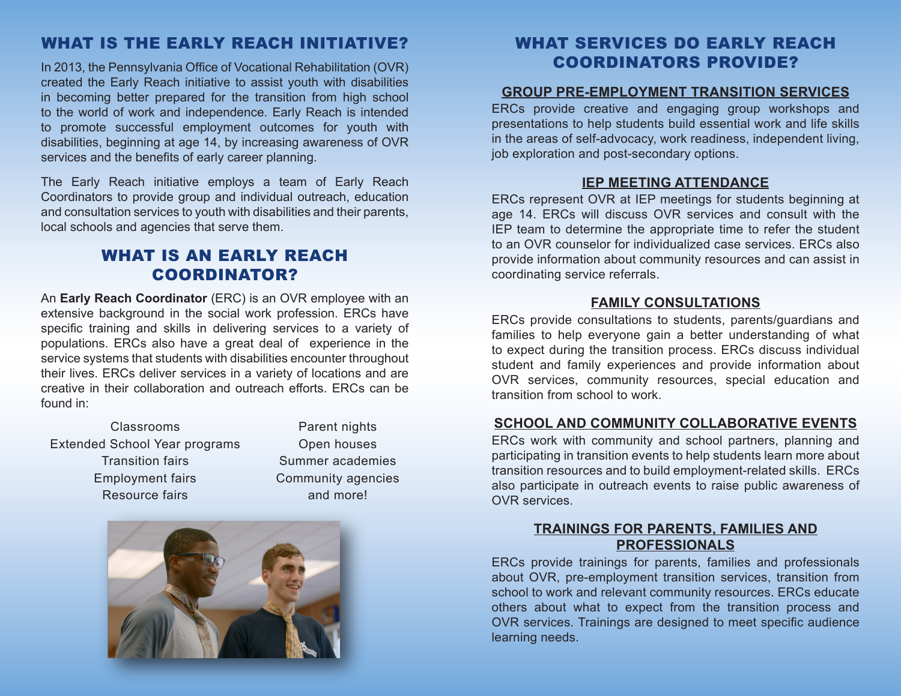## WHAT IS THE EARLY REACH INITIATIVE?

In 2013, the Pennsylvania Office of Vocational Rehabilitation (OVR) created the Early Reach initiative to assist youth with disabilities in becoming better prepared for the transition from high school to the world of work and independence. Early Reach is intended to promote successful employment outcomes for youth with disabilities, beginning at age 14, by increasing awareness of OVR services and the benefits of early career planning.

The Early Reach initiative employs a team of Early Reach Coordinators to provide group and individual outreach, education and consultation services to youth with disabilities and their parents, local schools and agencies that serve them.

## WHAT IS AN EARLY REACH COORDINATOR?

An **Early Reach Coordinator** (ERC) is an OVR employee with an extensive background in the social work profession. ERCs have specific training and skills in delivering services to a variety of populations. ERCs also have a great deal of experience in the service systems that students with disabilities encounter throughout their lives. ERCs deliver services in a variety of locations and are creative in their collaboration and outreach efforts. ERCs can be found in:

- Classrooms
- Extended School Year programs
- Transition fairs
- Employment fairs
- Resource fairs
- Parent nights
- Open houses
- Summer academies
- Community agencies
- and more!

## WHAT SERVICES DO EARLY REACH COORDINATORS PROVIDE?

### GROUP PRE-EMPLOYMENT TRANSITION SERVICES

ERCs provide creative and engaging group workshops and presentations to help students build essential work and life skills in the areas of self-advocacy, work readiness, independent living, job exploration and post-secondary options.

### IEP MEETING ATTENDANCE

ERCs represent OVR at IEP meetings for students beginning at age 14. ERCs will discuss OVR services and consult with the IEP team to determine the appropriate time to refer the student to an OVR counselor for individualized case services. ERCs also provide information about community resources and can assist in coordinating service referrals.

### FAMILY CONSULTATIONS

ERCs provide consultations to students, parents/guardians and families to help everyone gain a better understanding of what to expect during the transition process. ERCs discuss individual student and family experiences and provide information about OVR services, community resources, special education and transition from school to work.

### SCHOOL AND COMMUNITY COLLABORATIVE EVENTS

ERCs work with community and school partners, planning and participating in transition events to help students learn more about transition resources and to build employment-related skills. ERCs also participate in outreach events to raise public awareness of OVR services.

### TRAININGS FOR PARENTS, FAMILIES AND PROFESSIONALS

ERCs provide trainings for parents, families and professionals about OVR, pre-employment transition services, transition from school to work and relevant community resources. ERCs educate others about what to expect from the transition process and OVR services. Trainings are designed to meet specific audience learning needs.